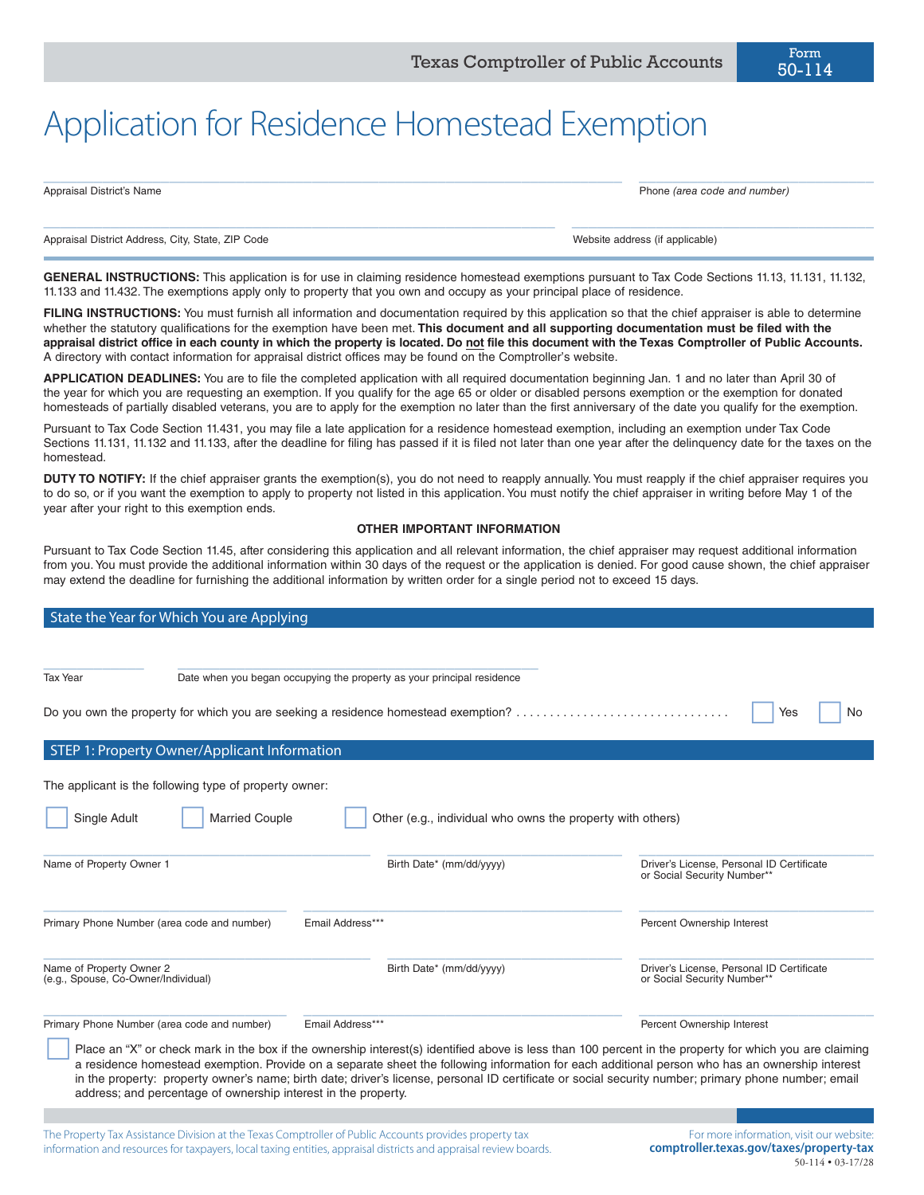Texas Comptroller of Public Accounts — Form 50-114

# Application for Residence Homestead Exemption

Appraisal District's Name ______________________ Phone *(area code and number)* ______________________

Appraisal District Address, City, State, ZIP Code ______________________ Website address (if applicable) ______________________

**GENERAL INSTRUCTIONS:** This application is for use in claiming residence homestead exemptions pursuant to Tax Code Sections 11.13, 11.131, 11.132, 11.133 and 11.432. The exemptions apply only to property that you own and occupy as your principal place of residence.

**FILING INSTRUCTIONS:** You must furnish all information and documentation required by this application so that the chief appraiser is able to determine whether the statutory qualifications for the exemption have been met. **This document and all supporting documentation must be filed with the appraisal district office in each county in which the property is located. Do not file this document with the Texas Comptroller of Public Accounts.** A directory with contact information for appraisal district offices may be found on the Comptroller's website.

**APPLICATION DEADLINES:** You are to file the completed application with all required documentation beginning Jan. 1 and no later than April 30 of the year for which you are requesting an exemption. If you qualify for the age 65 or older or disabled persons exemption or the exemption for donated homesteads of partially disabled veterans, you are to apply for the exemption no later than the first anniversary of the date you qualify for the exemption.

Pursuant to Tax Code Section 11.431, you may file a late application for a residence homestead exemption, including an exemption under Tax Code Sections 11.131, 11.132 and 11.133, after the deadline for filing has passed if it is filed not later than one year after the delinquency date for the taxes on the homestead.

**DUTY TO NOTIFY:** If the chief appraiser grants the exemption(s), you do not need to reapply annually. You must reapply if the chief appraiser requires you to do so, or if you want the exemption to apply to property not listed in this application. You must notify the chief appraiser in writing before May 1 of the year after your right to this exemption ends.

**OTHER IMPORTANT INFORMATION**

Pursuant to Tax Code Section 11.45, after considering this application and all relevant information, the chief appraiser may request additional information from you. You must provide the additional information within 30 days of the request or the application is denied. For good cause shown, the chief appraiser may extend the deadline for furnishing the additional information by written order for a single period not to exceed 15 days.

## State the Year for Which You are Applying

Tax Year ______________ Date when you began occupying the property as your principal residence ______________________

Do you own the property for which you are seeking a residence homestead exemption? . . . . . . . . . . . . . . . . . . . . . . . . . . . . . . . . ☐ Yes ☐ No

## STEP 1: Property Owner/Applicant Information

The applicant is the following type of property owner:

☐ Single Adult ☐ Married Couple ☐ Other (e.g., individual who owns the property with others)

Name of Property Owner 1 ______________________ Birth Date* (mm/dd/yyyy) ______________________ Driver's License, Personal ID Certificate or Social Security Number** ______________________

Primary Phone Number (area code and number) ______________________ Email Address*** ______________________ Percent Ownership Interest ______________________

Name of Property Owner 2 (e.g., Spouse, Co-Owner/Individual) ______________________ Birth Date* (mm/dd/yyyy) ______________________ Driver's License, Personal ID Certificate or Social Security Number** ______________________

Primary Phone Number (area code and number) ______________________ Email Address*** ______________________ Percent Ownership Interest ______________________

☐ Place an "X" or check mark in the box if the ownership interest(s) identified above is less than 100 percent in the property for which you are claiming a residence homestead exemption. Provide on a separate sheet the following information for each additional person who has an ownership interest in the property: property owner's name; birth date; driver's license, personal ID certificate or social security number; primary phone number; email address; and percentage of ownership interest in the property.

The Property Tax Assistance Division at the Texas Comptroller of Public Accounts provides property tax information and resources for taxpayers, local taxing entities, appraisal districts and appraisal review boards.

For more information, visit our website: **comptroller.texas.gov/taxes/property-tax**

50-114 • 03-17/28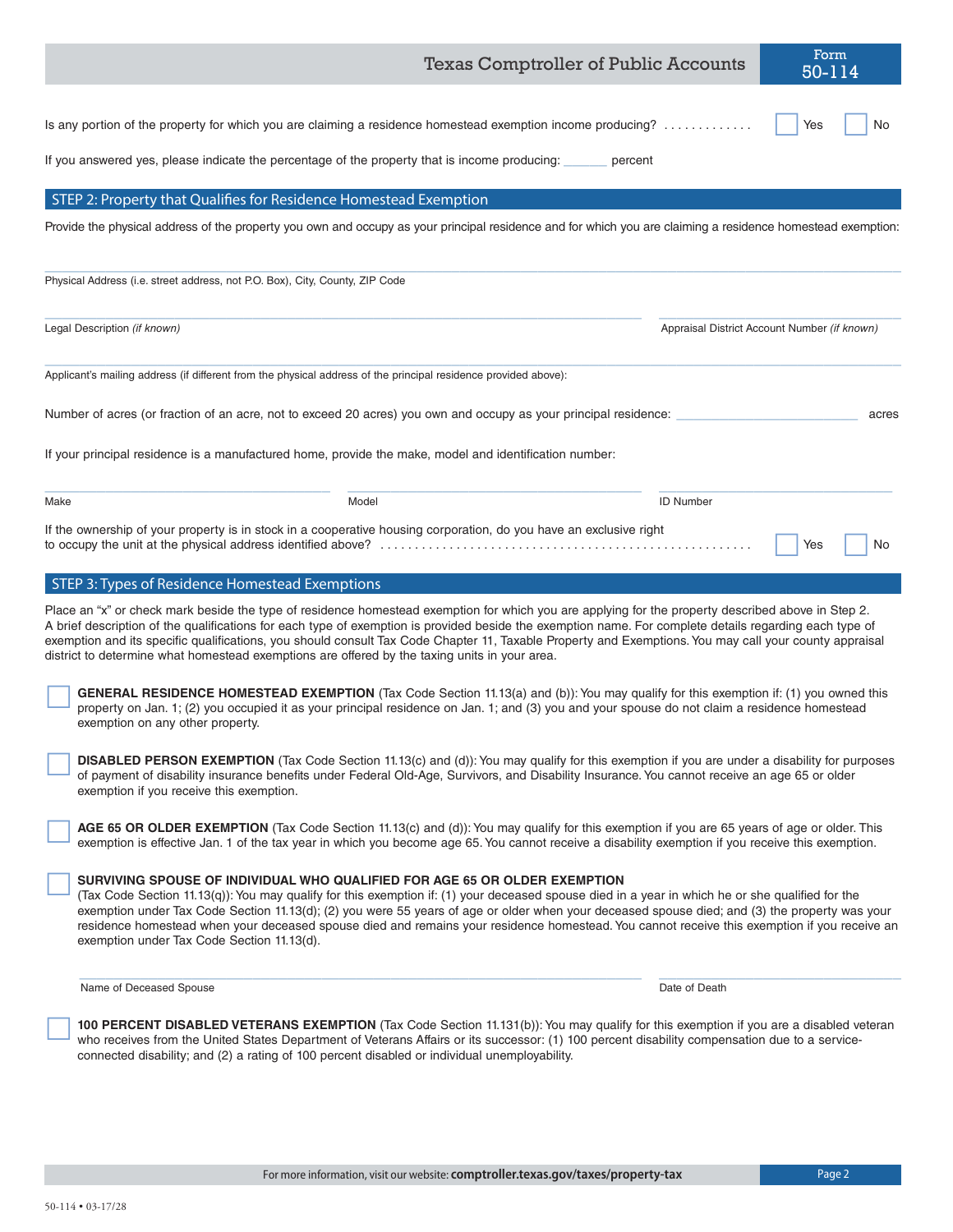Is any portion of the property for which you are claiming a residence homestead exemption income producing? ☐ Yes ☐ No

If you answered yes, please indicate the percentage of the property that is income producing: _______ percent

## STEP 2: Property that Qualifies for Residence Homestead Exemption

Provide the physical address of the property you own and occupy as your principal residence and for which you are claiming a residence homestead exemption:

______________________________________________
Physical Address (i.e. street address, not P.O. Box), City, County, ZIP Code

______________________________ ______________________________
Legal Description *(if known)* Appraisal District Account Number *(if known)*

______________________________________________
Applicant's mailing address (if different from the physical address of the principal residence provided above):

Number of acres (or fraction of an acre, not to exceed 20 acres) you own and occupy as your principal residence: ______________ acres

If your principal residence is a manufactured home, provide the make, model and identification number:

______________ ______________ ______________
Make Model ID Number

If the ownership of your property is in stock in a cooperative housing corporation, do you have an exclusive right to occupy the unit at the physical address identified above? ☐ Yes ☐ No

## STEP 3: Types of Residence Homestead Exemptions

Place an "x" or check mark beside the type of residence homestead exemption for which you are applying for the property described above in Step 2. A brief description of the qualifications for each type of exemption is provided beside the exemption name. For complete details regarding each type of exemption and its specific qualifications, you should consult Tax Code Chapter 11, Taxable Property and Exemptions. You may call your county appraisal district to determine what homestead exemptions are offered by the taxing units in your area.

☐ **GENERAL RESIDENCE HOMESTEAD EXEMPTION** (Tax Code Section 11.13(a) and (b)): You may qualify for this exemption if: (1) you owned this property on Jan. 1; (2) you occupied it as your principal residence on Jan. 1; and (3) you and your spouse do not claim a residence homestead exemption on any other property.

☐ **DISABLED PERSON EXEMPTION** (Tax Code Section 11.13(c) and (d)): You may qualify for this exemption if you are under a disability for purposes of payment of disability insurance benefits under Federal Old-Age, Survivors, and Disability Insurance. You cannot receive an age 65 or older exemption if you receive this exemption.

☐ **AGE 65 OR OLDER EXEMPTION** (Tax Code Section 11.13(c) and (d)): You may qualify for this exemption if you are 65 years of age or older. This exemption is effective Jan. 1 of the tax year in which you become age 65. You cannot receive a disability exemption if you receive this exemption.

☐ **SURVIVING SPOUSE OF INDIVIDUAL WHO QUALIFIED FOR AGE 65 OR OLDER EXEMPTION**
(Tax Code Section 11.13(q)): You may qualify for this exemption if: (1) your deceased spouse died in a year in which he or she qualified for the exemption under Tax Code Section 11.13(d); (2) you were 55 years of age or older when your deceased spouse died; and (3) the property was your residence homestead when your deceased spouse died and remains your residence homestead. You cannot receive this exemption if you receive an exemption under Tax Code Section 11.13(d).

______________________________ ______________
Name of Deceased Spouse Date of Death

☐ **100 PERCENT DISABLED VETERANS EXEMPTION** (Tax Code Section 11.131(b)): You may qualify for this exemption if you are a disabled veteran who receives from the United States Department of Veterans Affairs or its successor: (1) 100 percent disability compensation due to a service-connected disability; and (2) a rating of 100 percent disabled or individual unemployability.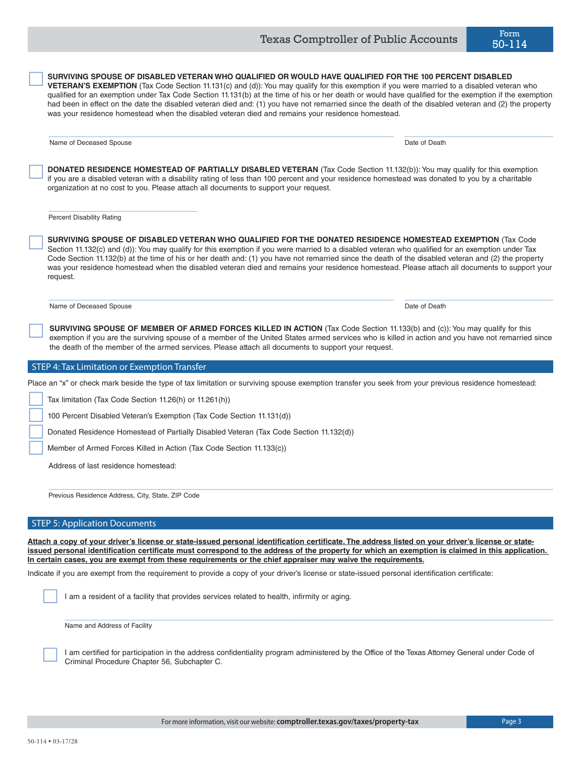☐ **SURVIVING SPOUSE OF DISABLED VETERAN WHO QUALIFIED OR WOULD HAVE QUALIFIED FOR THE 100 PERCENT DISABLED VETERAN'S EXEMPTION** (Tax Code Section 11.131(c) and (d)): You may qualify for this exemption if you were married to a disabled veteran who qualified for an exemption under Tax Code Section 11.131(b) at the time of his or her death or would have qualified for the exemption if the exemption had been in effect on the date the disabled veteran died and: (1) you have not remarried since the death of the disabled veteran and (2) the property was your residence homestead when the disabled veteran died and remains your residence homestead.

Name of Deceased Spouse ______________________ Date of Death ______________________

☐ **DONATED RESIDENCE HOMESTEAD OF PARTIALLY DISABLED VETERAN** (Tax Code Section 11.132(b)): You may qualify for this exemption if you are a disabled veteran with a disability rating of less than 100 percent and your residence homestead was donated to you by a charitable organization at no cost to you. Please attach all documents to support your request.

Percent Disability Rating ______________________

☐ **SURVIVING SPOUSE OF DISABLED VETERAN WHO QUALIFIED FOR THE DONATED RESIDENCE HOMESTEAD EXEMPTION** (Tax Code Section 11.132(c) and (d)): You may qualify for this exemption if you were married to a disabled veteran who qualified for an exemption under Tax Code Section 11.132(b) at the time of his or her death and: (1) you have not remarried since the death of the disabled veteran and (2) the property was your residence homestead when the disabled veteran died and remains your residence homestead. Please attach all documents to support your request.

Name of Deceased Spouse ______________________ Date of Death ______________________

☐ **SURVIVING SPOUSE OF MEMBER OF ARMED FORCES KILLED IN ACTION** (Tax Code Section 11.133(b) and (c)): You may qualify for this exemption if you are the surviving spouse of a member of the United States armed services who is killed in action and you have not remarried since the death of the member of the armed services. Please attach all documents to support your request.

## STEP 4: Tax Limitation or Exemption Transfer

Place an "x" or check mark beside the type of tax limitation or surviving spouse exemption transfer you seek from your previous residence homestead:

☐ Tax limitation (Tax Code Section 11.26(h) or 11.261(h))

☐ 100 Percent Disabled Veteran's Exemption (Tax Code Section 11.131(d))

☐ Donated Residence Homestead of Partially Disabled Veteran (Tax Code Section 11.132(d))

☐ Member of Armed Forces Killed in Action (Tax Code Section 11.133(c))

Address of last residence homestead:

Previous Residence Address, City, State, ZIP Code ______________________

## STEP 5: Application Documents

**Attach a copy of your driver's license or state-issued personal identification certificate. The address listed on your driver's license or state-issued personal identification certificate must correspond to the address of the property for which an exemption is claimed in this application. In certain cases, you are exempt from these requirements or the chief appraiser may waive the requirements.**

Indicate if you are exempt from the requirement to provide a copy of your driver's license or state-issued personal identification certificate:

☐ I am a resident of a facility that provides services related to health, infirmity or aging.

Name and Address of Facility ______________________

☐ I am certified for participation in the address confidentiality program administered by the Office of the Texas Attorney General under Code of Criminal Procedure Chapter 56, Subchapter C.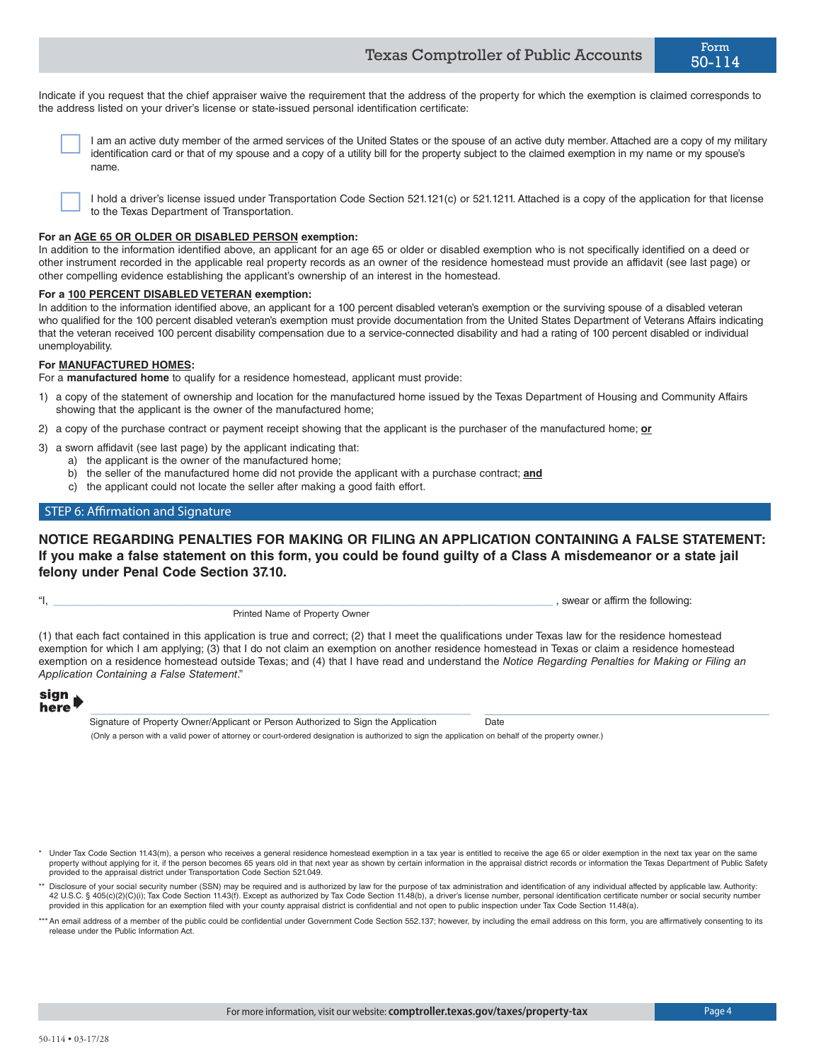Indicate if you request that the chief appraiser waive the requirement that the address of the property for which the exemption is claimed corresponds to the address listed on your driver's license or state-issued personal identification certificate:

☐ I am an active duty member of the armed services of the United States or the spouse of an active duty member. Attached are a copy of my military identification card or that of my spouse and a copy of a utility bill for the property subject to the claimed exemption in my name or my spouse's name.

☐ I hold a driver's license issued under Transportation Code Section 521.121(c) or 521.1211. Attached is a copy of the application for that license to the Texas Department of Transportation.

**For an AGE 65 OR OLDER OR DISABLED PERSON exemption:**
In addition to the information identified above, an applicant for an age 65 or older or disabled exemption who is not specifically identified on a deed or other instrument recorded in the applicable real property records as an owner of the residence homestead must provide an affidavit (see last page) or other compelling evidence establishing the applicant's ownership of an interest in the homestead.

**For a 100 PERCENT DISABLED VETERAN exemption:**
In addition to the information identified above, an applicant for a 100 percent disabled veteran's exemption or the surviving spouse of a disabled veteran who qualified for the 100 percent disabled veteran's exemption must provide documentation from the United States Department of Veterans Affairs indicating that the veteran received 100 percent disability compensation due to a service-connected disability and had a rating of 100 percent disabled or individual unemployability.

**For MANUFACTURED HOMES:**
For a **manufactured home** to qualify for a residence homestead, applicant must provide:

1) a copy of the statement of ownership and location for the manufactured home issued by the Texas Department of Housing and Community Affairs showing that the applicant is the owner of the manufactured home;
2) a copy of the purchase contract or payment receipt showing that the applicant is the purchaser of the manufactured home; **or**
3) a sworn affidavit (see last page) by the applicant indicating that:
   a) the applicant is the owner of the manufactured home;
   b) the seller of the manufactured home did not provide the applicant with a purchase contract; **and**
   c) the applicant could not locate the seller after making a good faith effort.

## STEP 6: Affirmation and Signature

**NOTICE REGARDING PENALTIES FOR MAKING OR FILING AN APPLICATION CONTAINING A FALSE STATEMENT: If you make a false statement on this form, you could be found guilty of a Class A misdemeanor or a state jail felony under Penal Code Section 37.10.**

"I, ____________________________________________, swear or affirm the following:
Printed Name of Property Owner

(1) that each fact contained in this application is true and correct; (2) that I meet the qualifications under Texas law for the residence homestead exemption for which I am applying; (3) that I do not claim an exemption on another residence homestead in Texas or claim a residence homestead exemption on a residence homestead outside Texas; and (4) that I have read and understand the *Notice Regarding Penalties for Making or Filing an Application Containing a False Statement*."

**sign here** ➧ ____________________________________________ ____________________
Signature of Property Owner/Applicant or Person Authorized to Sign the Application — Date

(Only a person with a valid power of attorney or court-ordered designation is authorized to sign the application on behalf of the property owner.)

\* Under Tax Code Section 11.43(m), a person who receives a general residence homestead exemption in a tax year is entitled to receive the age 65 or older exemption in the next tax year on the same property without applying for it, if the person becomes 65 years old in that next year as shown by certain information in the appraisal district records or information the Texas Department of Public Safety provided to the appraisal district under Transportation Code Section 521.049.

\*\* Disclosure of your social security number (SSN) may be required and is authorized by law for the purpose of tax administration and identification of any individual affected by applicable law. Authority: 42 U.S.C. § 405(c)(2)(C)(i); Tax Code Section 11.43(f). Except as authorized by Tax Code Section 11.48(b), a driver's license number, personal identification certificate number or social security number provided in this application for an exemption filed with your county appraisal district is confidential and not open to public inspection under Tax Code Section 11.48(a).

\*\*\* An email address of a member of the public could be confidential under Government Code Section 552.137; however, by including the email address on this form, you are affirmatively consenting to its release under the Public Information Act.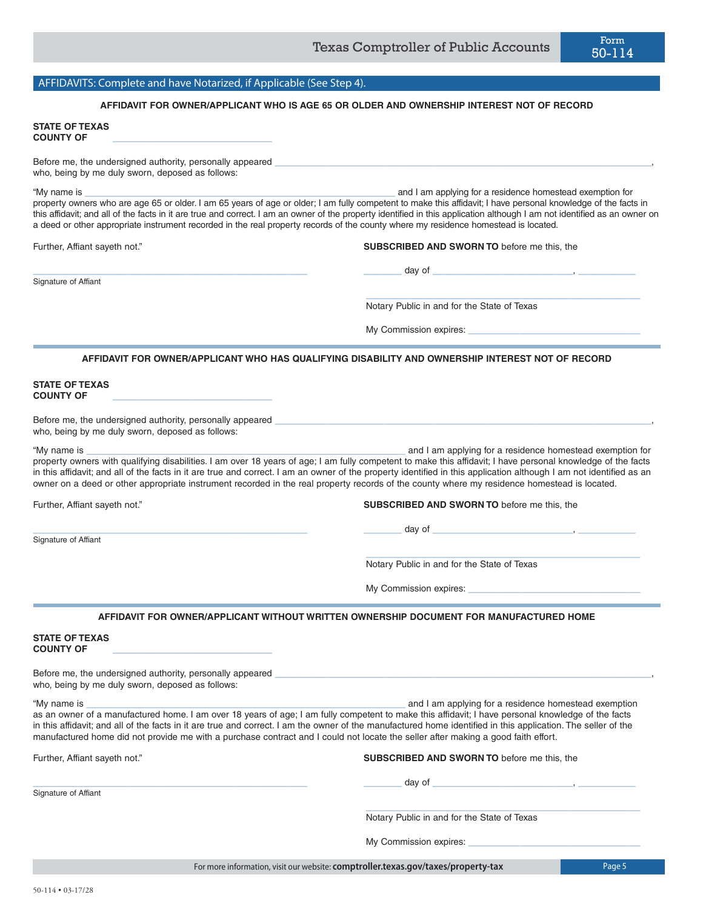## AFFIDAVITS: Complete and have Notarized, if Applicable (See Step 4).

### AFFIDAVIT FOR OWNER/APPLICANT WHO IS AGE 65 OR OLDER AND OWNERSHIP INTEREST NOT OF RECORD

**STATE OF TEXAS**
**COUNTY OF** ______________________

Before me, the undersigned authority, personally appeared ____________________________________________________________, who, being by me duly sworn, deposed as follows:

"My name is ____________________________________________________ and I am applying for a residence homestead exemption for property owners who are age 65 or older. I am 65 years of age or older; I am fully competent to make this affidavit; I have personal knowledge of the facts in this affidavit; and all of the facts in it are true and correct. I am an owner of the property identified in this application although I am not identified as an owner on a deed or other appropriate instrument recorded in the real property records of the county where my residence homestead is located.

Further, Affiant sayeth not."

**SUBSCRIBED AND SWORN TO** before me this, the

________ day of ____________________, __________

______________________________________
Signature of Affiant

______________________________________
Notary Public in and for the State of Texas

My Commission expires: ______________________

### AFFIDAVIT FOR OWNER/APPLICANT WHO HAS QUALIFYING DISABILITY AND OWNERSHIP INTEREST NOT OF RECORD

**STATE OF TEXAS**
**COUNTY OF** ______________________

Before me, the undersigned authority, personally appeared ____________________________________________________________, who, being by me duly sworn, deposed as follows:

"My name is ____________________________________________________ and I am applying for a residence homestead exemption for property owners with qualifying disabilities. I am over 18 years of age; I am fully competent to make this affidavit; I have personal knowledge of the facts in this affidavit; and all of the facts in it are true and correct. I am an owner of the property identified in this application although I am not identified as an owner on a deed or other appropriate instrument recorded in the real property records of the county where my residence homestead is located.

Further, Affiant sayeth not."

**SUBSCRIBED AND SWORN TO** before me this, the

________ day of ____________________, __________

______________________________________
Signature of Affiant

______________________________________
Notary Public in and for the State of Texas

My Commission expires: ______________________

### AFFIDAVIT FOR OWNER/APPLICANT WITHOUT WRITTEN OWNERSHIP DOCUMENT FOR MANUFACTURED HOME

**STATE OF TEXAS**
**COUNTY OF** ______________________

Before me, the undersigned authority, personally appeared ____________________________________________________________, who, being by me duly sworn, deposed as follows:

"My name is ____________________________________________________ and I am applying for a residence homestead exemption as an owner of a manufactured home. I am over 18 years of age; I am fully competent to make this affidavit; I have personal knowledge of the facts in this affidavit; and all of the facts in it are true and correct. I am the owner of the manufactured home identified in this application. The seller of the manufactured home did not provide me with a purchase contract and I could not locate the seller after making a good faith effort.

Further, Affiant sayeth not."

**SUBSCRIBED AND SWORN TO** before me this, the

________ day of ____________________, __________

______________________________________
Signature of Affiant

______________________________________
Notary Public in and for the State of Texas

My Commission expires: ______________________

For more information, visit our website: **comptroller.texas.gov/taxes/property-tax**

50-114 • 03-17/28